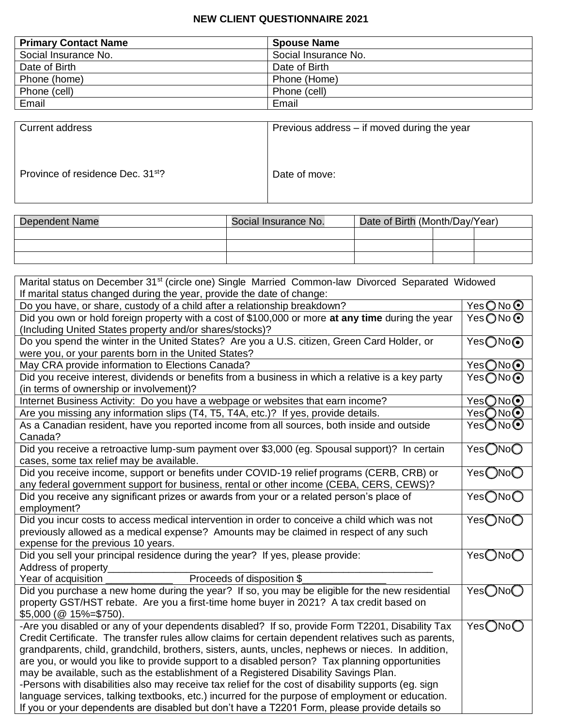# NEW CLIENT QUESTIONNAIRE 2021

| **Primary Contact Name** | **Spouse Name** |
|---|---|
| Social Insurance No. | Social Insurance No. |
| Date of Birth | Date of Birth |
| Phone (home) | Phone (Home) |
| Phone (cell) | Phone (cell) |
| Email | Email |

| | |
|---|---|
| Current address<br><br>Province of residence Dec. 31st? | Previous address – if moved during the year<br><br>Date of move: |

| Dependent Name | Social Insurance No. | Date of Birth (Month/Day/Year) | | |
|---|---|---|---|---|
| | | | | |
| | | | | |
| | | | | |

| | |
|---|---|
| Marital status on December 31st (circle one) Single Married Common-law Divorced Separated Widowed<br>If marital status changed during the year, provide the date of change: | |
| Do you have, or share, custody of a child after a relationship breakdown? | Yes ○ No ◉ |
| Did you own or hold foreign property with a cost of $100,000 or more **at any time** during the year (Including United States property and/or shares/stocks)? | Yes ○ No ◉ |
| Do you spend the winter in the United States? Are you a U.S. citizen, Green Card Holder, or were you, or your parents born in the United States? | Yes ○ No ◉ |
| May CRA provide information to Elections Canada? | Yes ○ No ◉ |
| Did you receive interest, dividends or benefits from a business in which a relative is a key party (in terms of ownership or involvement)? | Yes ○ No ◉ |
| Internet Business Activity: Do you have a webpage or websites that earn income? | Yes ○ No ◉ |
| Are you missing any information slips (T4, T5, T4A, etc.)? If yes, provide details. | Yes ○ No ◉ |
| As a Canadian resident, have you reported income from all sources, both inside and outside Canada? | Yes ○ No ◉ |
| Did you receive a retroactive lump-sum payment over $3,000 (eg. Spousal support)? In certain cases, some tax relief may be available. | Yes ○ No ○ |
| Did you receive income, support or benefits under COVID-19 relief programs (CERB, CRB) or any federal government support for business, rental or other income (CEBA, CERS, CEWS)? | Yes ○ No ○ |
| Did you receive any significant prizes or awards from your or a related person's place of employment? | Yes ○ No ○ |
| Did you incur costs to access medical intervention in order to conceive a child which was not previously allowed as a medical expense? Amounts may be claimed in respect of any such expense for the previous 10 years. | Yes ○ No ○ |
| Did you sell your principal residence during the year? If yes, please provide:<br>Address of property_______________________________________________________________<br>Year of acquisition ____________ Proceeds of disposition $_______________ | Yes ○ No ○ |
| Did you purchase a new home during the year? If so, you may be eligible for the new residential property GST/HST rebate. Are you a first-time home buyer in 2021? A tax credit based on $5,000 (@ 15%=$750). | Yes ○ No ○ |
| -Are you disabled or any of your dependents disabled? If so, provide Form T2201, Disability Tax Credit Certificate. The transfer rules allow claims for certain dependent relatives such as parents, grandparents, child, grandchild, brothers, sisters, aunts, uncles, nephews or nieces. In addition, are you, or would you like to provide support to a disabled person? Tax planning opportunities may be available, such as the establishment of a Registered Disability Savings Plan.<br>-Persons with disabilities also may receive tax relief for the cost of disability supports (eg. sign language services, talking textbooks, etc.) incurred for the purpose of employment or education. If you or your dependents are disabled but don't have a T2201 Form, please provide details so | Yes ○ No ○ |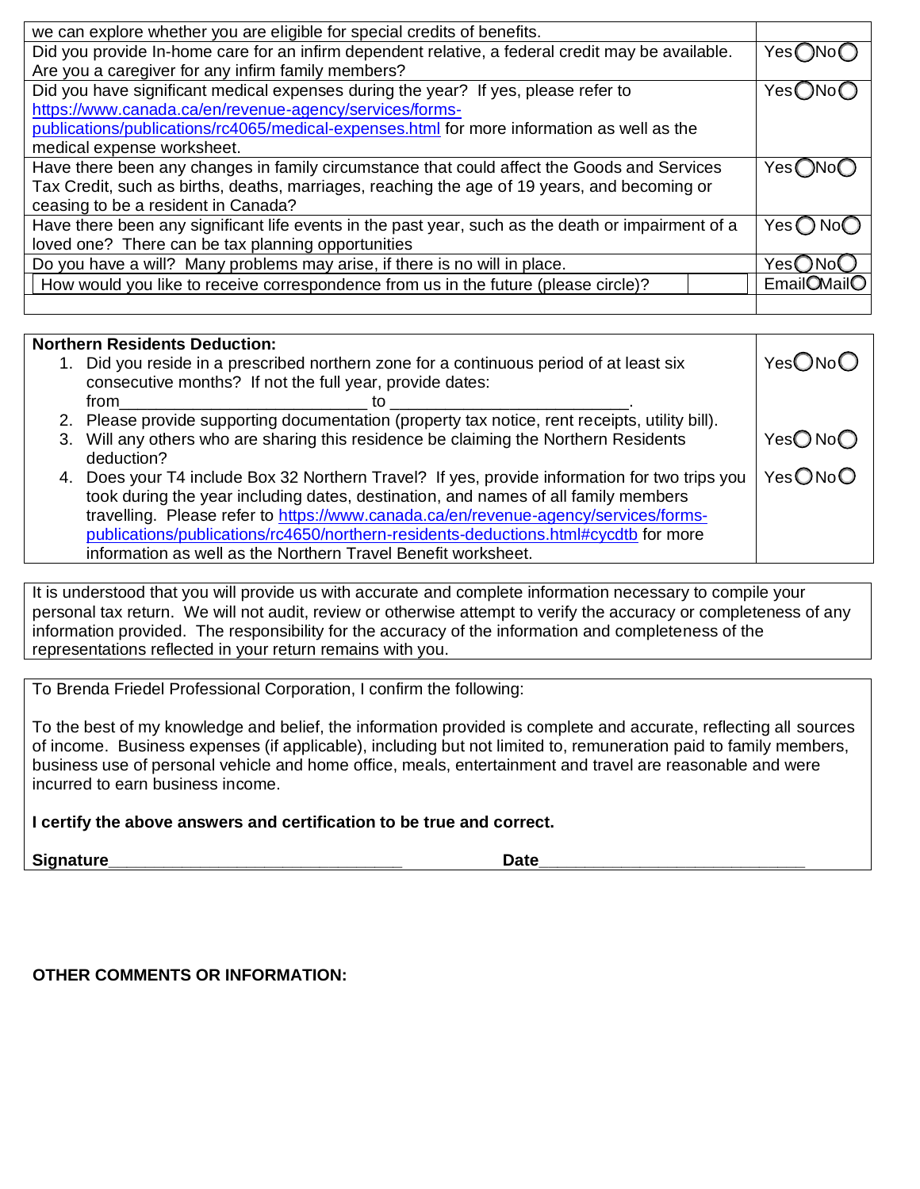| | |
|---|---|
| we can explore whether you are eligible for special credits of benefits. | |
| Did you provide In-home care for an infirm dependent relative, a federal credit may be available. Are you a caregiver for any infirm family members? | Yes◯No◯ |
| Did you have significant medical expenses during the year? If yes, please refer to https://www.canada.ca/en/revenue-agency/services/forms-publications/publications/rc4065/medical-expenses.html for more information as well as the medical expense worksheet. | Yes◯No◯ |
| Have there been any changes in family circumstance that could affect the Goods and Services Tax Credit, such as births, deaths, marriages, reaching the age of 19 years, and becoming or ceasing to be a resident in Canada? | Yes◯No◯ |
| Have there been any significant life events in the past year, such as the death or impairment of a loved one? There can be tax planning opportunities | Yes◯ No◯ |
| Do you have a will? Many problems may arise, if there is no will in place. | Yes◯No◯ |
| How would you like to receive correspondence from us in the future (please circle)? | Email◯Mail◯ |
| | |

| | |
|---|---|
| **Northern Residents Deduction:** | |
| 1. Did you reside in a prescribed northern zone for a continuous period of at least six consecutive months? If not the full year, provide dates: from__________________________ to __________________________. | Yes◯No◯ |
| 2. Please provide supporting documentation (property tax notice, rent receipts, utility bill). | |
| 3. Will any others who are sharing this residence be claiming the Northern Residents deduction? | Yes◯ No◯ |
| 4. Does your T4 include Box 32 Northern Travel? If yes, provide information for two trips you took during the year including dates, destination, and names of all family members travelling. Please refer to https://www.canada.ca/en/revenue-agency/services/forms-publications/publications/rc4650/northern-residents-deductions.html#cycdtb for more information as well as the Northern Travel Benefit worksheet. | Yes◯No◯ |

It is understood that you will provide us with accurate and complete information necessary to compile your personal tax return. We will not audit, review or otherwise attempt to verify the accuracy or completeness of any information provided. The responsibility for the accuracy of the information and completeness of the representations reflected in your return remains with you.

To Brenda Friedel Professional Corporation, I confirm the following:

To the best of my knowledge and belief, the information provided is complete and accurate, reflecting all sources of income. Business expenses (if applicable), including but not limited to, remuneration paid to family members, business use of personal vehicle and home office, meals, entertainment and travel are reasonable and were incurred to earn business income.

**I certify the above answers and certification to be true and correct.**

**Signature**_________________________________ **Date**______________________________

**OTHER COMMENTS OR INFORMATION:**